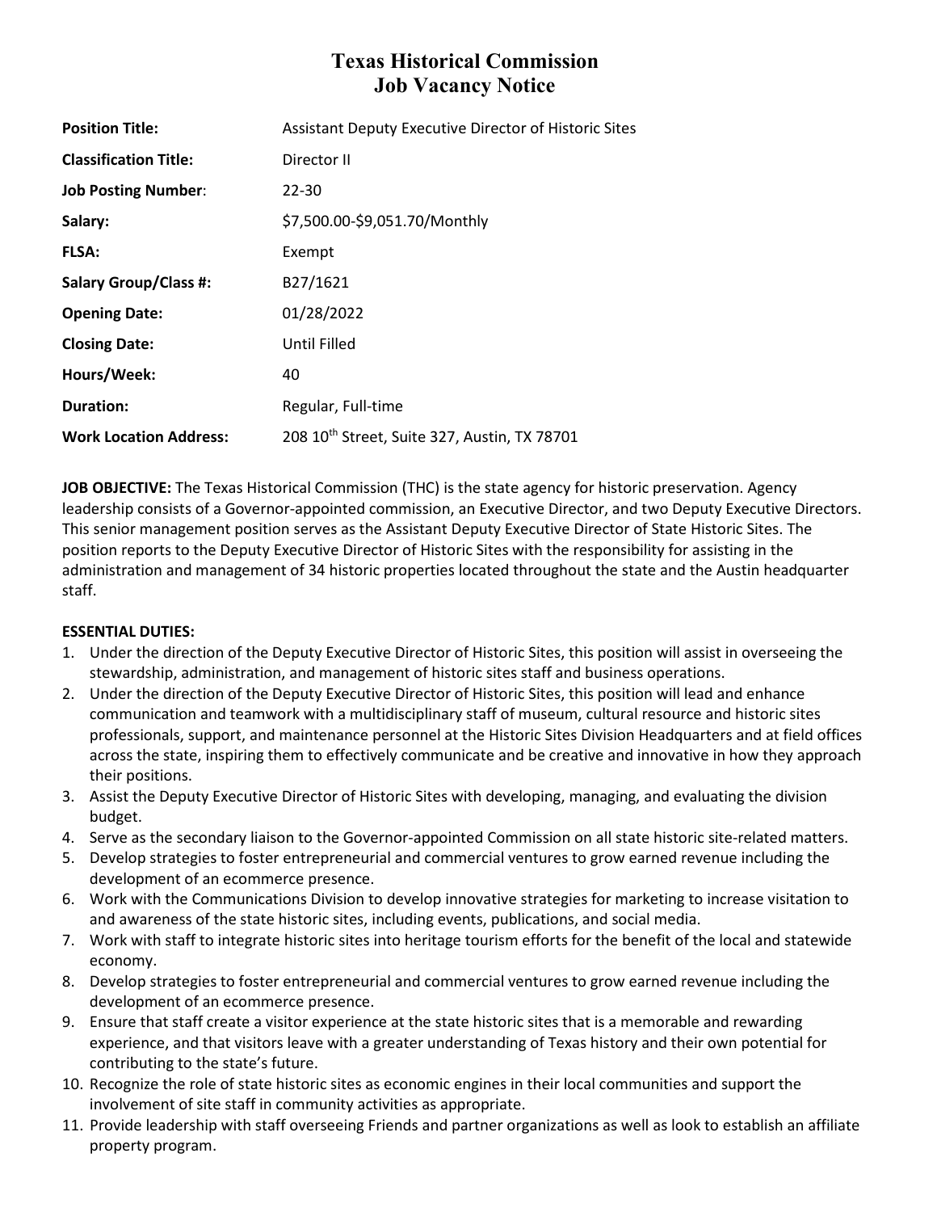# Texas Historical Commission
# Job Vacancy Notice

| | |
|---|---|
| **Position Title:** | Assistant Deputy Executive Director of Historic Sites |
| **Classification Title:** | Director II |
| **Job Posting Number**: | 22-30 |
| **Salary:** | $7,500.00-$9,051.70/Monthly |
| **FLSA:** | Exempt |
| **Salary Group/Class #:** | B27/1621 |
| **Opening Date:** | 01/28/2022 |
| **Closing Date:** | Until Filled |
| **Hours/Week:** | 40 |
| **Duration:** | Regular, Full-time |
| **Work Location Address:** | 208 10th Street, Suite 327, Austin, TX 78701 |

**JOB OBJECTIVE:** The Texas Historical Commission (THC) is the state agency for historic preservation. Agency leadership consists of a Governor-appointed commission, an Executive Director, and two Deputy Executive Directors. This senior management position serves as the Assistant Deputy Executive Director of State Historic Sites. The position reports to the Deputy Executive Director of Historic Sites with the responsibility for assisting in the administration and management of 34 historic properties located throughout the state and the Austin headquarter staff.

**ESSENTIAL DUTIES:**

1. Under the direction of the Deputy Executive Director of Historic Sites, this position will assist in overseeing the stewardship, administration, and management of historic sites staff and business operations.
2. Under the direction of the Deputy Executive Director of Historic Sites, this position will lead and enhance communication and teamwork with a multidisciplinary staff of museum, cultural resource and historic sites professionals, support, and maintenance personnel at the Historic Sites Division Headquarters and at field offices across the state, inspiring them to effectively communicate and be creative and innovative in how they approach their positions.
3. Assist the Deputy Executive Director of Historic Sites with developing, managing, and evaluating the division budget.
4. Serve as the secondary liaison to the Governor-appointed Commission on all state historic site-related matters.
5. Develop strategies to foster entrepreneurial and commercial ventures to grow earned revenue including the development of an ecommerce presence.
6. Work with the Communications Division to develop innovative strategies for marketing to increase visitation to and awareness of the state historic sites, including events, publications, and social media.
7. Work with staff to integrate historic sites into heritage tourism efforts for the benefit of the local and statewide economy.
8. Develop strategies to foster entrepreneurial and commercial ventures to grow earned revenue including the development of an ecommerce presence.
9. Ensure that staff create a visitor experience at the state historic sites that is a memorable and rewarding experience, and that visitors leave with a greater understanding of Texas history and their own potential for contributing to the state's future.
10. Recognize the role of state historic sites as economic engines in their local communities and support the involvement of site staff in community activities as appropriate.
11. Provide leadership with staff overseeing Friends and partner organizations as well as look to establish an affiliate property program.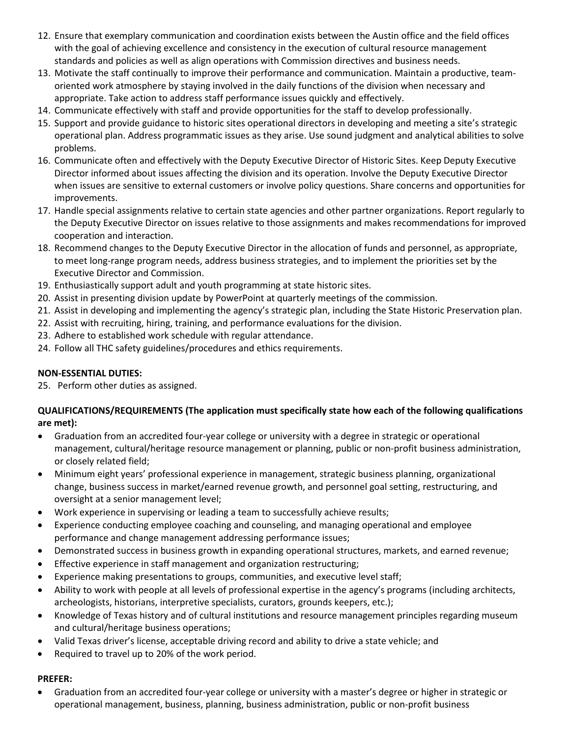12. Ensure that exemplary communication and coordination exists between the Austin office and the field offices with the goal of achieving excellence and consistency in the execution of cultural resource management standards and policies as well as align operations with Commission directives and business needs.
13. Motivate the staff continually to improve their performance and communication. Maintain a productive, team-oriented work atmosphere by staying involved in the daily functions of the division when necessary and appropriate. Take action to address staff performance issues quickly and effectively.
14. Communicate effectively with staff and provide opportunities for the staff to develop professionally.
15. Support and provide guidance to historic sites operational directors in developing and meeting a site's strategic operational plan. Address programmatic issues as they arise. Use sound judgment and analytical abilities to solve problems.
16. Communicate often and effectively with the Deputy Executive Director of Historic Sites. Keep Deputy Executive Director informed about issues affecting the division and its operation. Involve the Deputy Executive Director when issues are sensitive to external customers or involve policy questions. Share concerns and opportunities for improvements.
17. Handle special assignments relative to certain state agencies and other partner organizations. Report regularly to the Deputy Executive Director on issues relative to those assignments and makes recommendations for improved cooperation and interaction.
18. Recommend changes to the Deputy Executive Director in the allocation of funds and personnel, as appropriate, to meet long-range program needs, address business strategies, and to implement the priorities set by the Executive Director and Commission.
19. Enthusiastically support adult and youth programming at state historic sites.
20. Assist in presenting division update by PowerPoint at quarterly meetings of the commission.
21. Assist in developing and implementing the agency's strategic plan, including the State Historic Preservation plan.
22. Assist with recruiting, hiring, training, and performance evaluations for the division.
23. Adhere to established work schedule with regular attendance.
24. Follow all THC safety guidelines/procedures and ethics requirements.

**NON-ESSENTIAL DUTIES:**

25. Perform other duties as assigned.

**QUALIFICATIONS/REQUIREMENTS (The application must specifically state how each of the following qualifications are met):**

- Graduation from an accredited four-year college or university with a degree in strategic or operational management, cultural/heritage resource management or planning, public or non-profit business administration, or closely related field;
- Minimum eight years' professional experience in management, strategic business planning, organizational change, business success in market/earned revenue growth, and personnel goal setting, restructuring, and oversight at a senior management level;
- Work experience in supervising or leading a team to successfully achieve results;
- Experience conducting employee coaching and counseling, and managing operational and employee performance and change management addressing performance issues;
- Demonstrated success in business growth in expanding operational structures, markets, and earned revenue;
- Effective experience in staff management and organization restructuring;
- Experience making presentations to groups, communities, and executive level staff;
- Ability to work with people at all levels of professional expertise in the agency's programs (including architects, archeologists, historians, interpretive specialists, curators, grounds keepers, etc.);
- Knowledge of Texas history and of cultural institutions and resource management principles regarding museum and cultural/heritage business operations;
- Valid Texas driver's license, acceptable driving record and ability to drive a state vehicle; and
- Required to travel up to 20% of the work period.

**PREFER:**

- Graduation from an accredited four-year college or university with a master's degree or higher in strategic or operational management, business, planning, business administration, public or non-profit business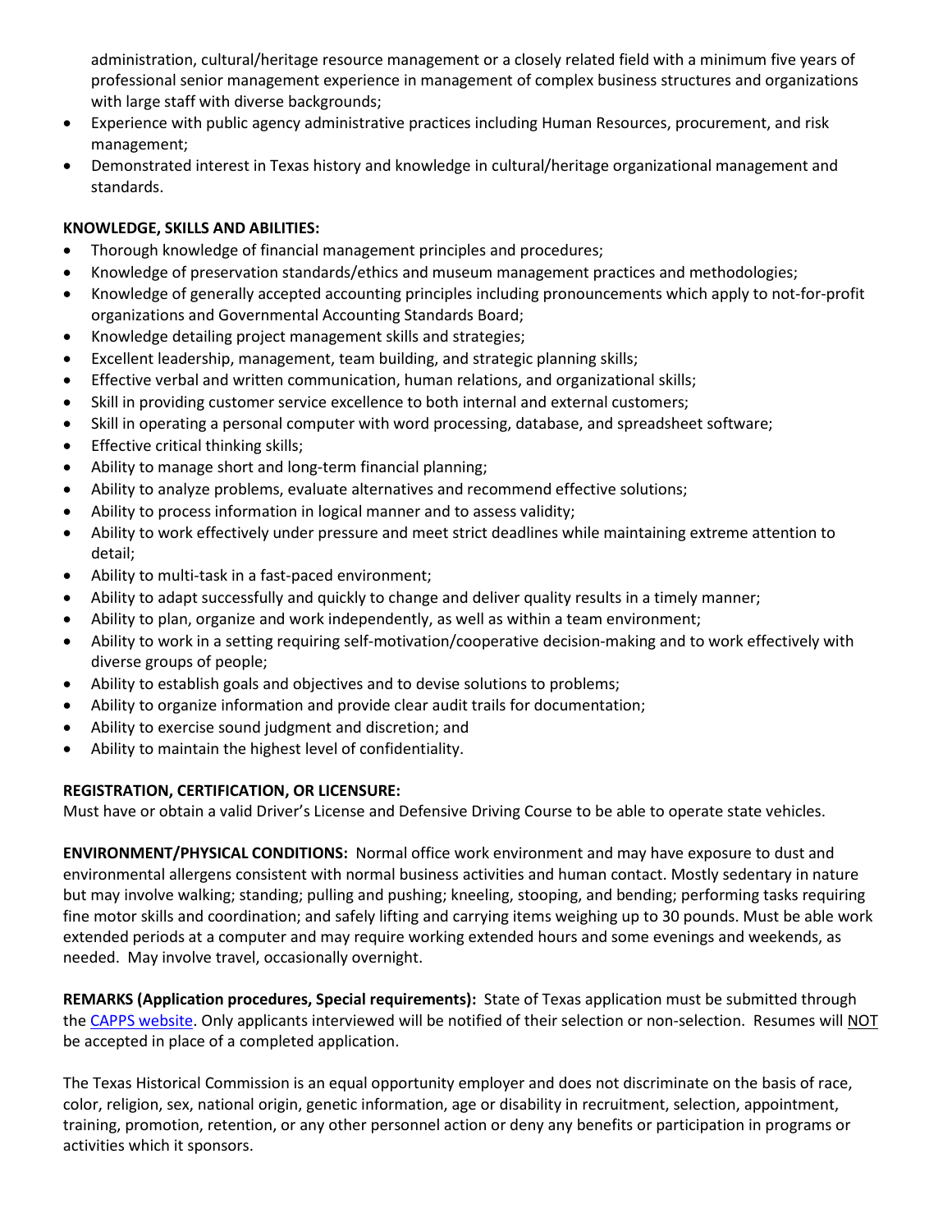administration, cultural/heritage resource management or a closely related field with a minimum five years of professional senior management experience in management of complex business structures and organizations with large staff with diverse backgrounds;

- Experience with public agency administrative practices including Human Resources, procurement, and risk management;
- Demonstrated interest in Texas history and knowledge in cultural/heritage organizational management and standards.

**KNOWLEDGE, SKILLS AND ABILITIES:**

- Thorough knowledge of financial management principles and procedures;
- Knowledge of preservation standards/ethics and museum management practices and methodologies;
- Knowledge of generally accepted accounting principles including pronouncements which apply to not-for-profit organizations and Governmental Accounting Standards Board;
- Knowledge detailing project management skills and strategies;
- Excellent leadership, management, team building, and strategic planning skills;
- Effective verbal and written communication, human relations, and organizational skills;
- Skill in providing customer service excellence to both internal and external customers;
- Skill in operating a personal computer with word processing, database, and spreadsheet software;
- Effective critical thinking skills;
- Ability to manage short and long-term financial planning;
- Ability to analyze problems, evaluate alternatives and recommend effective solutions;
- Ability to process information in logical manner and to assess validity;
- Ability to work effectively under pressure and meet strict deadlines while maintaining extreme attention to detail;
- Ability to multi-task in a fast-paced environment;
- Ability to adapt successfully and quickly to change and deliver quality results in a timely manner;
- Ability to plan, organize and work independently, as well as within a team environment;
- Ability to work in a setting requiring self-motivation/cooperative decision-making and to work effectively with diverse groups of people;
- Ability to establish goals and objectives and to devise solutions to problems;
- Ability to organize information and provide clear audit trails for documentation;
- Ability to exercise sound judgment and discretion; and
- Ability to maintain the highest level of confidentiality.

**REGISTRATION, CERTIFICATION, OR LICENSURE:**
Must have or obtain a valid Driver's License and Defensive Driving Course to be able to operate state vehicles.

**ENVIRONMENT/PHYSICAL CONDITIONS:** Normal office work environment and may have exposure to dust and environmental allergens consistent with normal business activities and human contact. Mostly sedentary in nature but may involve walking; standing; pulling and pushing; kneeling, stooping, and bending; performing tasks requiring fine motor skills and coordination; and safely lifting and carrying items weighing up to 30 pounds. Must be able work extended periods at a computer and may require working extended hours and some evenings and weekends, as needed. May involve travel, occasionally overnight.

**REMARKS (Application procedures, Special requirements):** State of Texas application must be submitted through the CAPPS website. Only applicants interviewed will be notified of their selection or non-selection. Resumes will NOT be accepted in place of a completed application.

The Texas Historical Commission is an equal opportunity employer and does not discriminate on the basis of race, color, religion, sex, national origin, genetic information, age or disability in recruitment, selection, appointment, training, promotion, retention, or any other personnel action or deny any benefits or participation in programs or activities which it sponsors.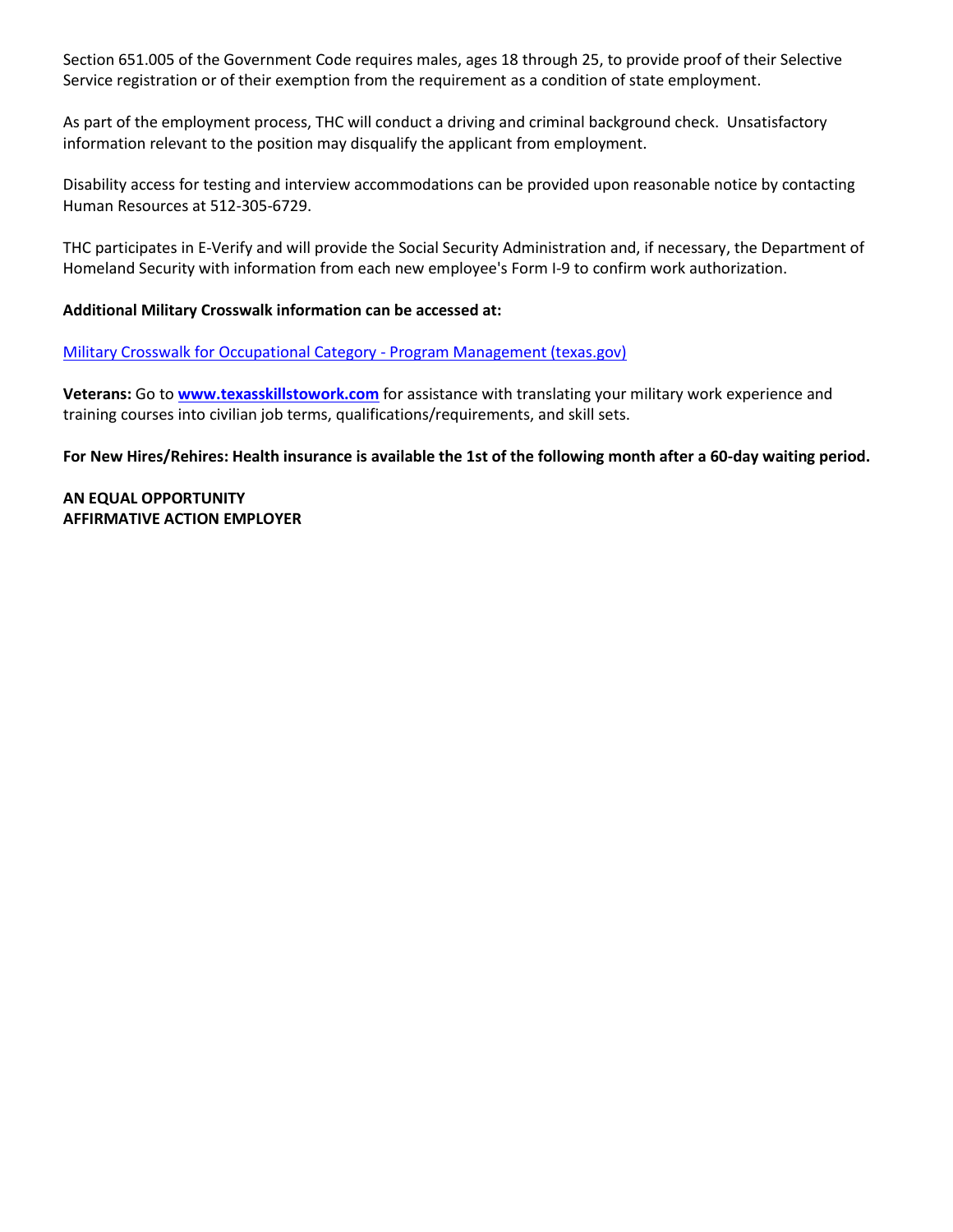Section 651.005 of the Government Code requires males, ages 18 through 25, to provide proof of their Selective Service registration or of their exemption from the requirement as a condition of state employment.

As part of the employment process, THC will conduct a driving and criminal background check. Unsatisfactory information relevant to the position may disqualify the applicant from employment.

Disability access for testing and interview accommodations can be provided upon reasonable notice by contacting Human Resources at 512-305-6729.

THC participates in E-Verify and will provide the Social Security Administration and, if necessary, the Department of Homeland Security with information from each new employee's Form I-9 to confirm work authorization.

**Additional Military Crosswalk information can be accessed at:**

Military Crosswalk for Occupational Category - Program Management (texas.gov)

**Veterans:** Go to **www.texasskillstowork.com** for assistance with translating your military work experience and training courses into civilian job terms, qualifications/requirements, and skill sets.

**For New Hires/Rehires: Health insurance is available the 1st of the following month after a 60-day waiting period.**

**AN EQUAL OPPORTUNITY**
**AFFIRMATIVE ACTION EMPLOYER**